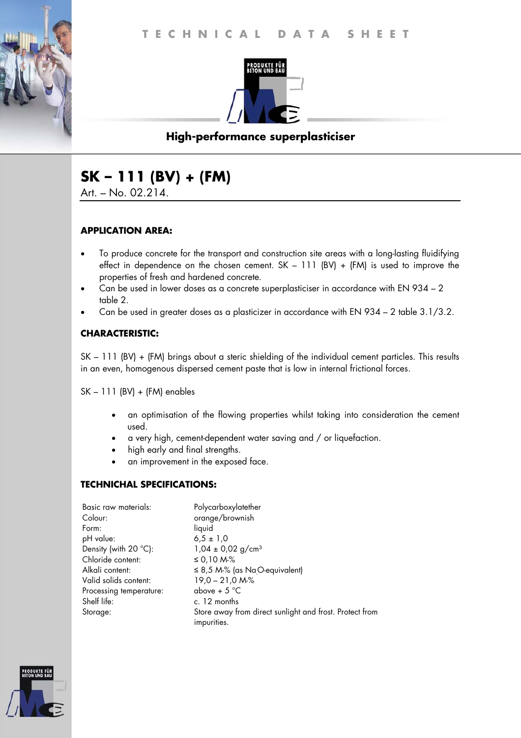# TECHNICAL DATA SHEET

**High-performance superplasticiser**

## SK – 111 (BV) + (FM)

Art. – No. 02.214.

### APPLICATION AREA:

- To produce concrete for the transport and construction site areas with a long-lasting fluidifying effect in dependence on the chosen cement. SK – 111 (BV) + (FM) is used to improve the properties of fresh and hardened concrete.
- Can be used in lower doses as a concrete superplasticiser in accordance with EN 934 – 2 table 2.
- Can be used in greater doses as a plasticizer in accordance with EN 934 – 2 table 3.1/3.2.

### CHARACTERISTIC:

SK – 111 (BV) + (FM) brings about a steric shielding of the individual cement particles. This results in an even, homogenous dispersed cement paste that is low in internal frictional forces.

SK – 111 (BV) + (FM) enables

- an optimisation of the flowing properties whilst taking into consideration the cement used.
- a very high, cement-dependent water saving and / or liquefaction.
- high early and final strengths.
- an improvement in the exposed face.

### TECHNICHAL SPECIFICATIONS:

| | |
|---|---|
| Basic raw materials: | Polycarboxylatether |
| Colour: | orange/brownish |
| Form: | liquid |
| pH value: | 6,5 ± 1,0 |
| Density (with 20 °C): | 1,04 ± 0,02 g/cm³ |
| Chloride content: | ≤ 0,10 M-% |
| Alkali content: | ≤ 8,5 M-% (as $Na_2O$-equivalent) |
| Valid solids content: | 19,0 – 21,0 M-% |
| Processing temperature: | above + 5 °C |
| Shelf life: | c. 12 months |
| Storage: | Store away from direct sunlight and frost. Protect from impurities. |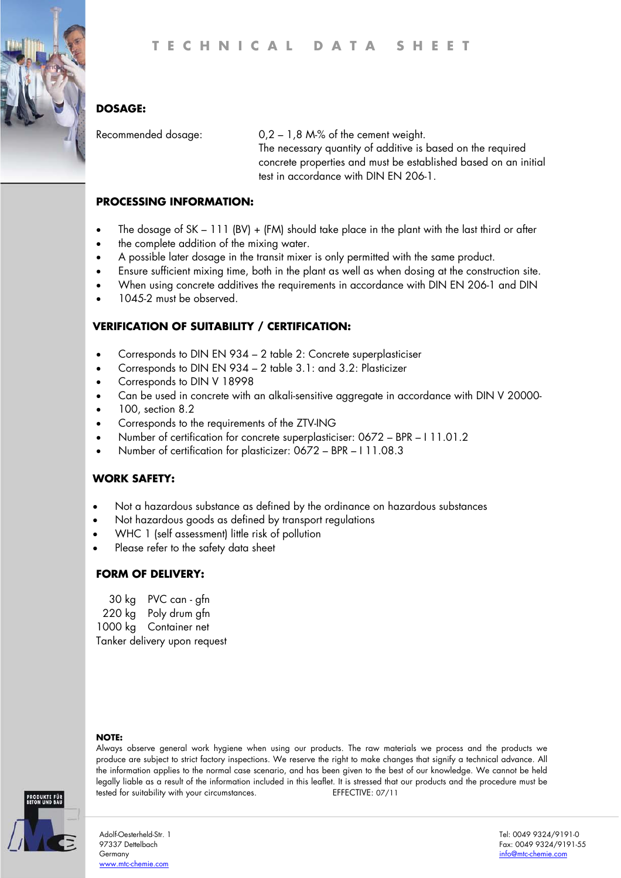# TECHNICAL DATA SHEET

## DOSAGE:

Recommended dosage: 0,2 – 1,8 M-% of the cement weight.
The necessary quantity of additive is based on the required concrete properties and must be established based on an initial test in accordance with DIN EN 206-1.

## PROCESSING INFORMATION:

- The dosage of SK – 111 (BV) + (FM) should take place in the plant with the last third or after
- the complete addition of the mixing water.
- A possible later dosage in the transit mixer is only permitted with the same product.
- Ensure sufficient mixing time, both in the plant as well as when dosing at the construction site.
- When using concrete additives the requirements in accordance with DIN EN 206-1 and DIN
- 1045-2 must be observed.

## VERIFICATION OF SUITABILITY / CERTIFICATION:

- Corresponds to DIN EN 934 – 2 table 2: Concrete superplasticiser
- Corresponds to DIN EN 934 – 2 table 3.1: and 3.2: Plasticizer
- Corresponds to DIN V 18998
- Can be used in concrete with an alkali-sensitive aggregate in accordance with DIN V 20000-
- 100, section 8.2
- Corresponds to the requirements of the ZTV-ING
- Number of certification for concrete superplasticiser: 0672 – BPR – I 11.01.2
- Number of certification for plasticizer: 0672 – BPR – I 11.08.3

## WORK SAFETY:

- Not a hazardous substance as defined by the ordinance on hazardous substances
- Not hazardous goods as defined by transport regulations
- WHC 1 (self assessment) little risk of pollution
- Please refer to the safety data sheet

## FORM OF DELIVERY:

| | |
|---|---|
| 30 kg | PVC can - gfn |
| 220 kg | Poly drum gfn |
| 1000 kg | Container net |

Tanker delivery upon request

**NOTE:**
Always observe general work hygiene when using our products. The raw materials we process and the products we produce are subject to strict factory inspections. We reserve the right to make changes that signify a technical advance. All the information applies to the normal case scenario, and has been given to the best of our knowledge. We cannot be held legally liable as a result of the information included in this leaflet. It is stressed that our products and the procedure must be tested for suitability with your circumstances. EFFECTIVE: 07/11

PRODUKTE FÜR BETON UND BAU

Adolf-Oesterheld-Str. 1
97337 Dettelbach
Germany
www.mtc-chemie.com

Tel: 0049 9324/9191-0
Fax: 0049 9324/9191-55
info@mtc-chemie.com